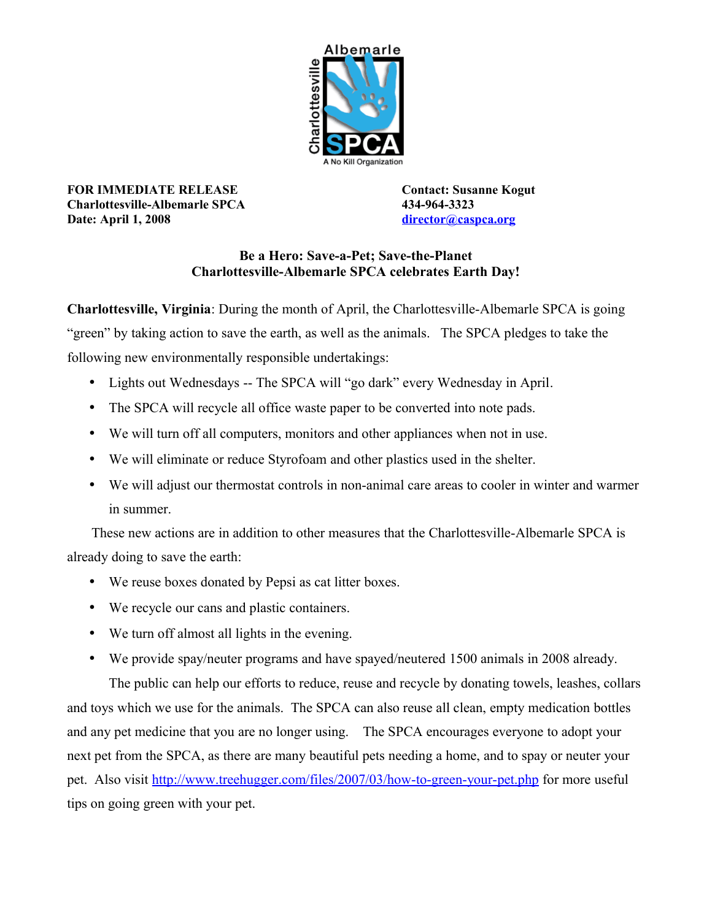**FOR IMMEDIATE RELEASE**
**Charlottesville-Albemarle SPCA**
**Date: April 1, 2008**

**Contact: Susanne Kogut**
**434-964-3323**
**[director@caspca.org](mailto:director@caspca.org)**

## Be a Hero: Save-a-Pet; Save-the-Planet
## Charlottesville-Albemarle SPCA celebrates Earth Day!

**Charlottesville, Virginia**: During the month of April, the Charlottesville-Albemarle SPCA is going "green" by taking action to save the earth, as well as the animals. The SPCA pledges to take the following new environmentally responsible undertakings:

- Lights out Wednesdays -- The SPCA will "go dark" every Wednesday in April.
- The SPCA will recycle all office waste paper to be converted into note pads.
- We will turn off all computers, monitors and other appliances when not in use.
- We will eliminate or reduce Styrofoam and other plastics used in the shelter.
- We will adjust our thermostat controls in non-animal care areas to cooler in winter and warmer in summer.

These new actions are in addition to other measures that the Charlottesville-Albemarle SPCA is already doing to save the earth:

- We reuse boxes donated by Pepsi as cat litter boxes.
- We recycle our cans and plastic containers.
- We turn off almost all lights in the evening.
- We provide spay/neuter programs and have spayed/neutered 1500 animals in 2008 already.

The public can help our efforts to reduce, reuse and recycle by donating towels, leashes, collars and toys which we use for the animals. The SPCA can also reuse all clean, empty medication bottles and any pet medicine that you are no longer using. The SPCA encourages everyone to adopt your next pet from the SPCA, as there are many beautiful pets needing a home, and to spay or neuter your pet. Also visit [http://www.treehugger.com/files/2007/03/how-to-green-your-pet.php](http://www.treehugger.com/files/2007/03/how-to-green-your-pet.php) for more useful tips on going green with your pet.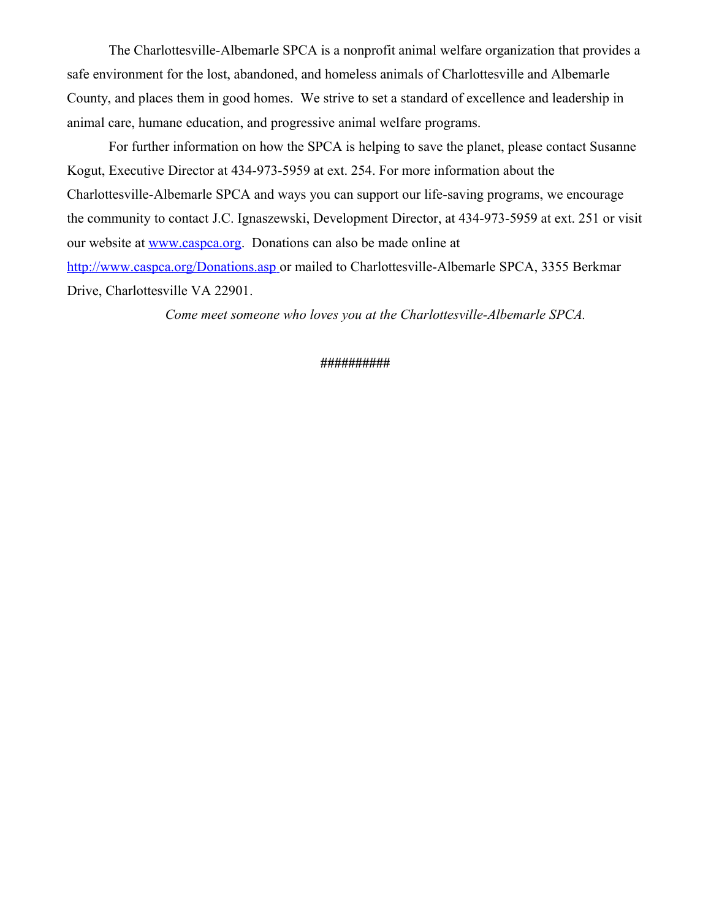The Charlottesville-Albemarle SPCA is a nonprofit animal welfare organization that provides a safe environment for the lost, abandoned, and homeless animals of Charlottesville and Albemarle County, and places them in good homes. We strive to set a standard of excellence and leadership in animal care, humane education, and progressive animal welfare programs.

For further information on how the SPCA is helping to save the planet, please contact Susanne Kogut, Executive Director at 434-973-5959 at ext. 254. For more information about the Charlottesville-Albemarle SPCA and ways you can support our life-saving programs, we encourage the community to contact J.C. Ignaszewski, Development Director, at 434-973-5959 at ext. 251 or visit our website at [www.caspca.org](http://www.caspca.org). Donations can also be made online at [http://www.caspca.org/Donations.asp](http://www.caspca.org/Donations.asp) or mailed to Charlottesville-Albemarle SPCA, 3355 Berkmar Drive, Charlottesville VA 22901.

*Come meet someone who loves you at the Charlottesville-Albemarle SPCA.*

##########